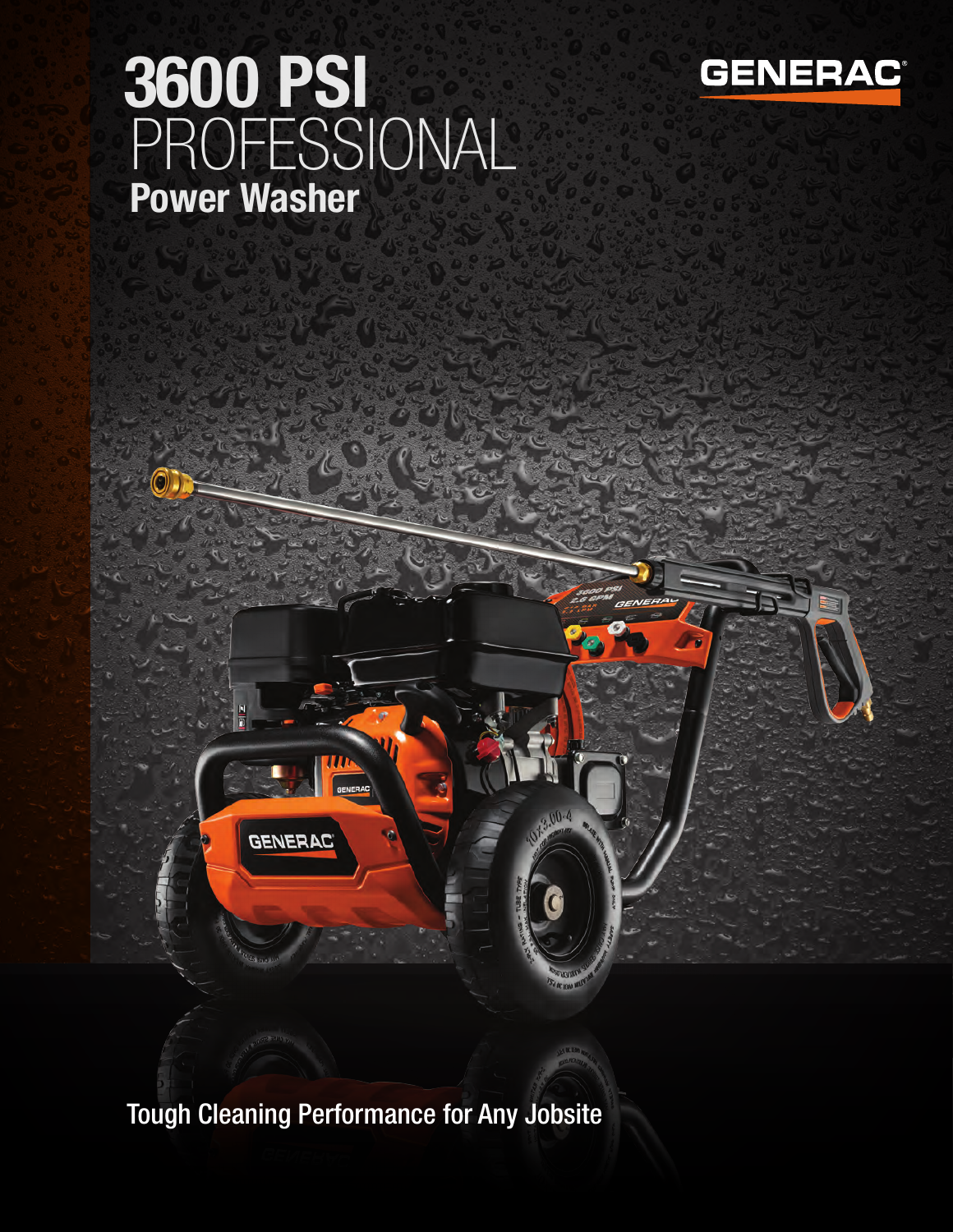# 3600 PSI PROFESSIONAL Power Washer

GENERAC

Tough Cleaning Performance for Any Jobsite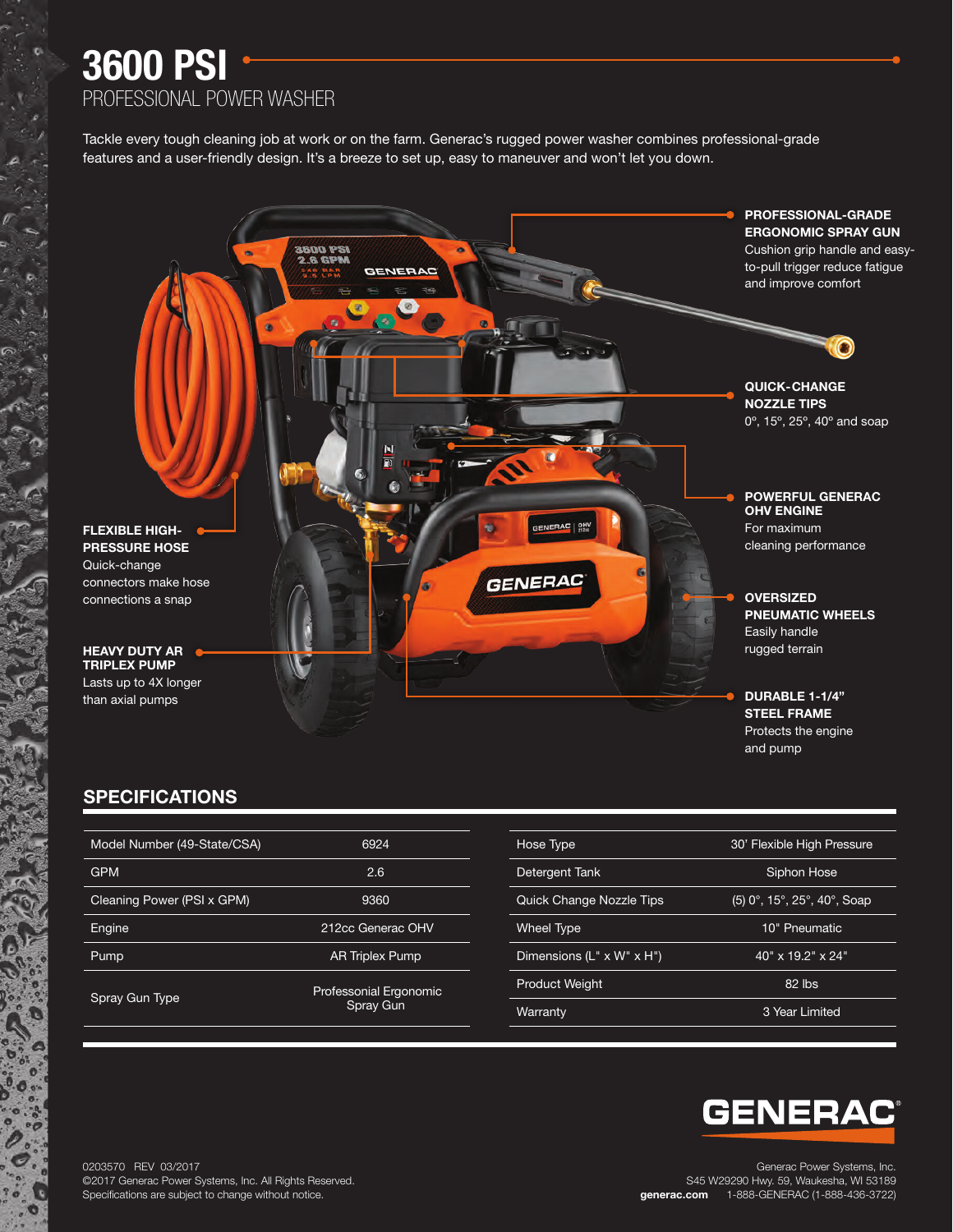# 3600 PSI

## PROFESSIONAL POWER WASHER

Tackle every tough cleaning job at work or on the farm. Generac's rugged power washer combines professional-grade features and a user-friendly design. It's a breeze to set up, easy to maneuver and won't let you down.

**PROFESSIONAL-GRADE ERGONOMIC SPRAY GUN**
Cushion grip handle and easy-to-pull trigger reduce fatigue and improve comfort

**QUICK-CHANGE NOZZLE TIPS**
0°, 15°, 25°, 40° and soap

**POWERFUL GENERAC OHV ENGINE**
For maximum cleaning performance

**OVERSIZED PNEUMATIC WHEELS**
Easily handle rugged terrain

**DURABLE 1-1/4" STEEL FRAME**
Protects the engine and pump

**FLEXIBLE HIGH-PRESSURE HOSE**
Quick-change connectors make hose connections a snap

**HEAVY DUTY AR TRIPLEX PUMP**
Lasts up to 4X longer than axial pumps

## SPECIFICATIONS

| | |
|---|---|
| Model Number (49-State/CSA) | 6924 |
| GPM | 2.6 |
| Cleaning Power (PSI x GPM) | 9360 |
| Engine | 212cc Generac OHV |
| Pump | AR Triplex Pump |
| Spray Gun Type | Professional Ergonomic Spray Gun |

| | |
|---|---|
| Hose Type | 30' Flexible High Pressure |
| Detergent Tank | Siphon Hose |
| Quick Change Nozzle Tips | (5) 0°, 15°, 25°, 40°, Soap |
| Wheel Type | 10" Pneumatic |
| Dimensions (L" x W" x H") | 40" x 19.2" x 24" |
| Product Weight | 82 lbs |
| Warranty | 3 Year Limited |

GENERAC®

0203570 REV 03/2017
©2017 Generac Power Systems, Inc. All Rights Reserved.
Specifications are subject to change without notice.

Generac Power Systems, Inc.
S45 W29290 Hwy. 59, Waukesha, WI 53189
**generac.com** 1-888-GENERAC (1-888-436-3722)